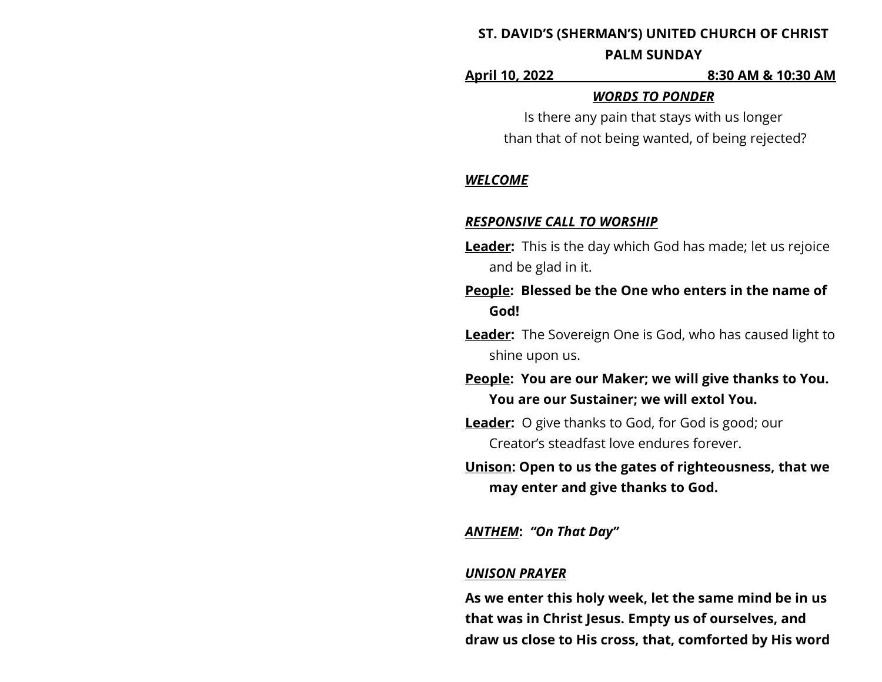**ST. DAVID'S (SHERMAN'S) UNITED CHURCH OF CHRIST**

**PALM SUNDAY**

**April 10, 2022 8:30 AM & 10:30 AM**

***WORDS TO PONDER***

Is there any pain that stays with us longer
than that of not being wanted, of being rejected?

***WELCOME***

***RESPONSIVE CALL TO WORSHIP***

**Leader:** This is the day which God has made; let us rejoice and be glad in it.

**People: Blessed be the One who enters in the name of God!**

**Leader:** The Sovereign One is God, who has caused light to shine upon us.

**People: You are our Maker; we will give thanks to You. You are our Sustainer; we will extol You.**

**Leader:** O give thanks to God, for God is good; our Creator's steadfast love endures forever.

**Unison: Open to us the gates of righteousness, that we may enter and give thanks to God.**

***ANTHEM*: *"On That Day"***

***UNISON PRAYER***

**As we enter this holy week, let the same mind be in us that was in Christ Jesus. Empty us of ourselves, and draw us close to His cross, that, comforted by His word**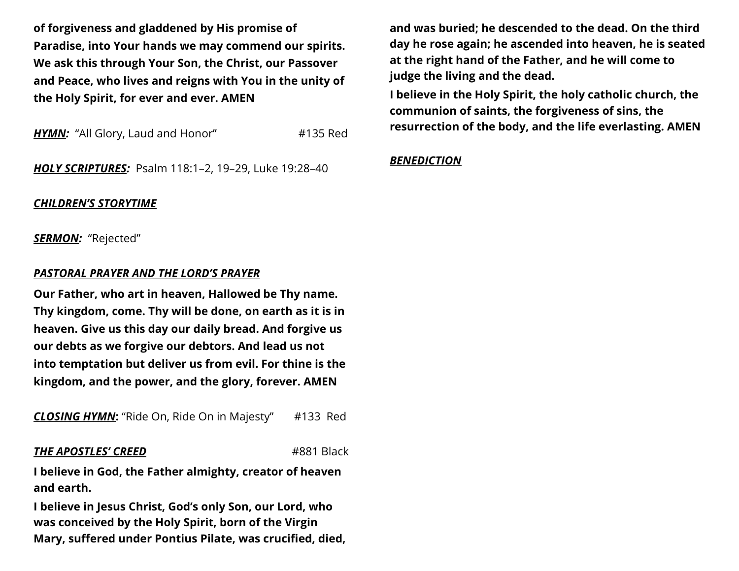**of forgiveness and gladdened by His promise of Paradise, into Your hands we may commend our spirits. We ask this through Your Son, the Christ, our Passover and Peace, who lives and reigns with You in the unity of the Holy Spirit, for ever and ever. AMEN**

***HYMN:*** "All Glory, Laud and Honor" #135 Red

***HOLY SCRIPTURES:*** Psalm 118:1–2, 19–29, Luke 19:28–40

***CHILDREN'S STORYTIME***

***SERMON:*** "Rejected"

***PASTORAL PRAYER AND THE LORD'S PRAYER***

**Our Father, who art in heaven, Hallowed be Thy name. Thy kingdom, come. Thy will be done, on earth as it is in heaven. Give us this day our daily bread. And forgive us our debts as we forgive our debtors. And lead us not into temptation but deliver us from evil. For thine is the kingdom, and the power, and the glory, forever. AMEN**

***CLOSING HYMN*****:** "Ride On, Ride On in Majesty" #133 Red

***THE APOSTLES' CREED*** #881 Black

**I believe in God, the Father almighty, creator of heaven and earth.**

**I believe in Jesus Christ, God's only Son, our Lord, who was conceived by the Holy Spirit, born of the Virgin Mary, suffered under Pontius Pilate, was crucified, died, and was buried; he descended to the dead. On the third day he rose again; he ascended into heaven, he is seated at the right hand of the Father, and he will come to judge the living and the dead.**

**I believe in the Holy Spirit, the holy catholic church, the communion of saints, the forgiveness of sins, the resurrection of the body, and the life everlasting. AMEN**

***BENEDICTION***